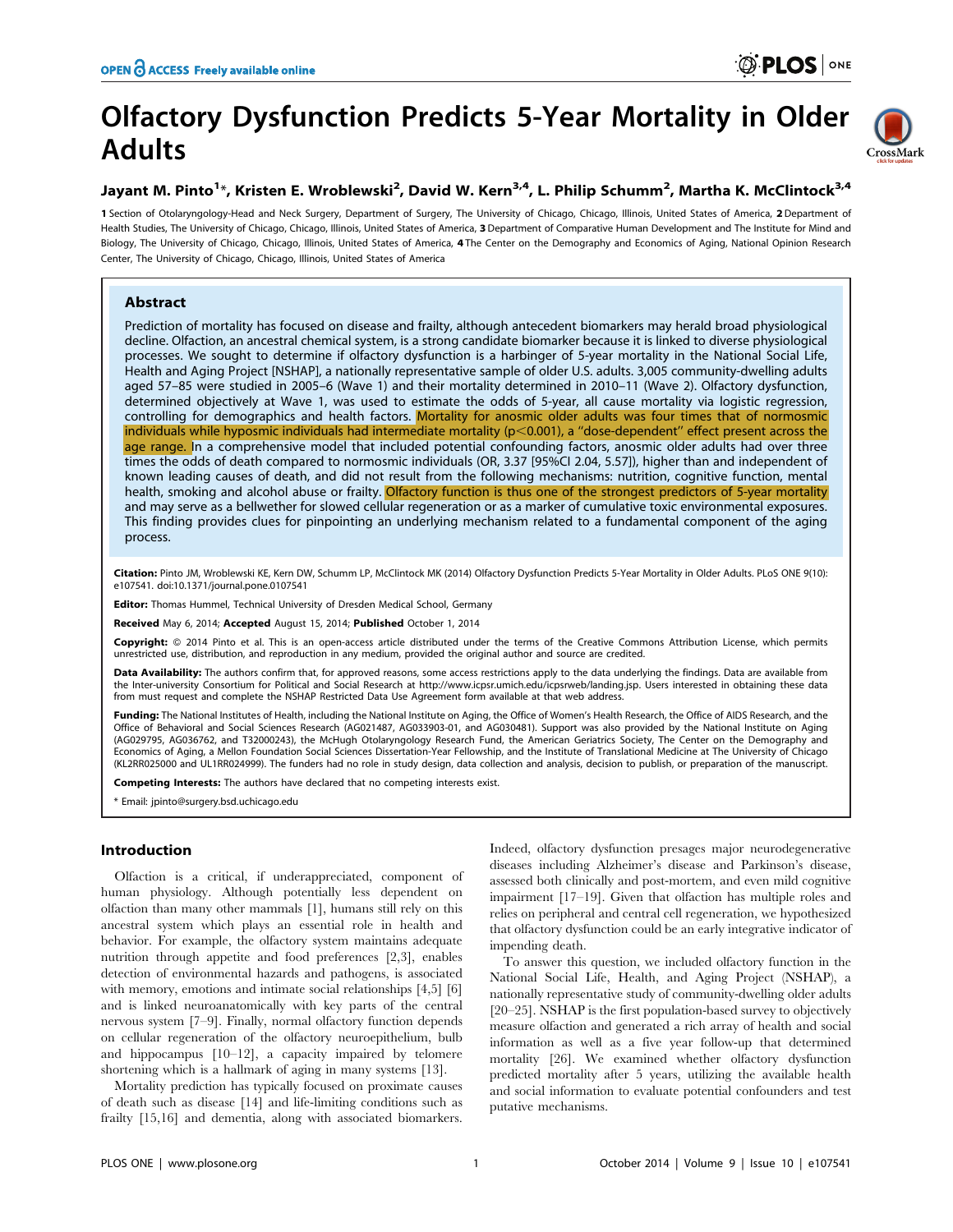# Olfactory Dysfunction Predicts 5-Year Mortality in Older Adults

**Jayant M. Pinto[1]*, Kristen E. Wroblewski[2], David W. Kern[3,4], L. Philip Schumm[2], Martha K. McClintock[3,4]**

1 Section of Otolaryngology-Head and Neck Surgery, Department of Surgery, The University of Chicago, Chicago, Illinois, United States of America, 2 Department of Health Studies, The University of Chicago, Chicago, Illinois, United States of America, 3 Department of Comparative Human Development and The Institute for Mind and Biology, The University of Chicago, Chicago, Illinois, United States of America, 4 The Center on the Demography and Economics of Aging, National Opinion Research Center, The University of Chicago, Chicago, Illinois, United States of America

## Abstract

Prediction of mortality has focused on disease and frailty, although antecedent biomarkers may herald broad physiological decline. Olfaction, an ancestral chemical system, is a strong candidate biomarker because it is linked to diverse physiological processes. We sought to determine if olfactory dysfunction is a harbinger of 5-year mortality in the National Social Life, Health and Aging Project [NSHAP], a nationally representative sample of older U.S. adults. 3,005 community-dwelling adults aged 57–85 were studied in 2005–6 (Wave 1) and their mortality determined in 2010–11 (Wave 2). Olfactory dysfunction, determined objectively at Wave 1, was used to estimate the odds of 5-year, all cause mortality via logistic regression, controlling for demographics and health factors. Mortality for anosmic older adults was four times that of normosmic individuals while hyposmic individuals had intermediate mortality ($p<0.001$), a "dose-dependent" effect present across the age range. In a comprehensive model that included potential confounding factors, anosmic older adults had over three times the odds of death compared to normosmic individuals (OR, 3.37 [95%CI 2.04, 5.57]), higher than and independent of known leading causes of death, and did not result from the following mechanisms: nutrition, cognitive function, mental health, smoking and alcohol abuse or frailty. Olfactory function is thus one of the strongest predictors of 5-year mortality and may serve as a bellwether for slowed cellular regeneration or as a marker of cumulative toxic environmental exposures. This finding provides clues for pinpointing an underlying mechanism related to a fundamental component of the aging process.

**Citation:** Pinto JM, Wroblewski KE, Kern DW, Schumm LP, McClintock MK (2014) Olfactory Dysfunction Predicts 5-Year Mortality in Older Adults. PLoS ONE 9(10): e107541. doi:10.1371/journal.pone.0107541

**Editor:** Thomas Hummel, Technical University of Dresden Medical School, Germany

**Received** May 6, 2014; **Accepted** August 15, 2014; **Published** October 1, 2014

**Copyright:** © 2014 Pinto et al. This is an open-access article distributed under the terms of the Creative Commons Attribution License, which permits unrestricted use, distribution, and reproduction in any medium, provided the original author and source are credited.

**Data Availability:** The authors confirm that, for approved reasons, some access restrictions apply to the data underlying the findings. Data are available from the Inter-university Consortium for Political and Social Research at http://www.icpsr.umich.edu/icpsrweb/landing.jsp. Users interested in obtaining these data from must request and complete the NSHAP Restricted Data Use Agreement form available at that web address.

**Funding:** The National Institutes of Health, including the National Institute on Aging, the Office of Women's Health Research, the Office of AIDS Research, and the Office of Behavioral and Social Sciences Research (AG021487, AG033903-01, and AG030481). Support was also provided by the National Institute on Aging (AG029795, AG036762, and T32000243), the McHugh Otolaryngology Research Fund, the American Geriatrics Society, The Center on the Demography and Economics of Aging, a Mellon Foundation Social Sciences Dissertation-Year Fellowship, and the Institute of Translational Medicine at The University of Chicago (KL2RR025000 and UL1RR024999). The funders had no role in study design, data collection and analysis, decision to publish, or preparation of the manuscript.

**Competing Interests:** The authors have declared that no competing interests exist.

* Email: jpinto@surgery.bsd.uchicago.edu

## Introduction

Olfaction is a critical, if underappreciated, component of human physiology. Although potentially less dependent on olfaction than many other mammals [1], humans still rely on this ancestral system which plays an essential role in health and behavior. For example, the olfactory system maintains adequate nutrition through appetite and food preferences [2,3], enables detection of environmental hazards and pathogens, is associated with memory, emotions and intimate social relationships [4,5] [6] and is linked neuroanatomically with key parts of the central nervous system [7–9]. Finally, normal olfactory function depends on cellular regeneration of the olfactory neuroepithelium, bulb and hippocampus [10–12], a capacity impaired by telomere shortening which is a hallmark of aging in many systems [13].

Mortality prediction has typically focused on proximate causes of death such as disease [14] and life-limiting conditions such as frailty [15,16] and dementia, along with associated biomarkers. Indeed, olfactory dysfunction presages major neurodegenerative diseases including Alzheimer's disease and Parkinson's disease, assessed both clinically and post-mortem, and even mild cognitive impairment [17–19]. Given that olfaction has multiple roles and relies on peripheral and central cell regeneration, we hypothesized that olfactory dysfunction could be an early integrative indicator of impending death.

To answer this question, we included olfactory function in the National Social Life, Health, and Aging Project (NSHAP), a nationally representative study of community-dwelling older adults [20–25]. NSHAP is the first population-based survey to objectively measure olfaction and generated a rich array of health and social information as well as a five year follow-up that determined mortality [26]. We examined whether olfactory dysfunction predicted mortality after 5 years, utilizing the available health and social information to evaluate potential confounders and test putative mechanisms.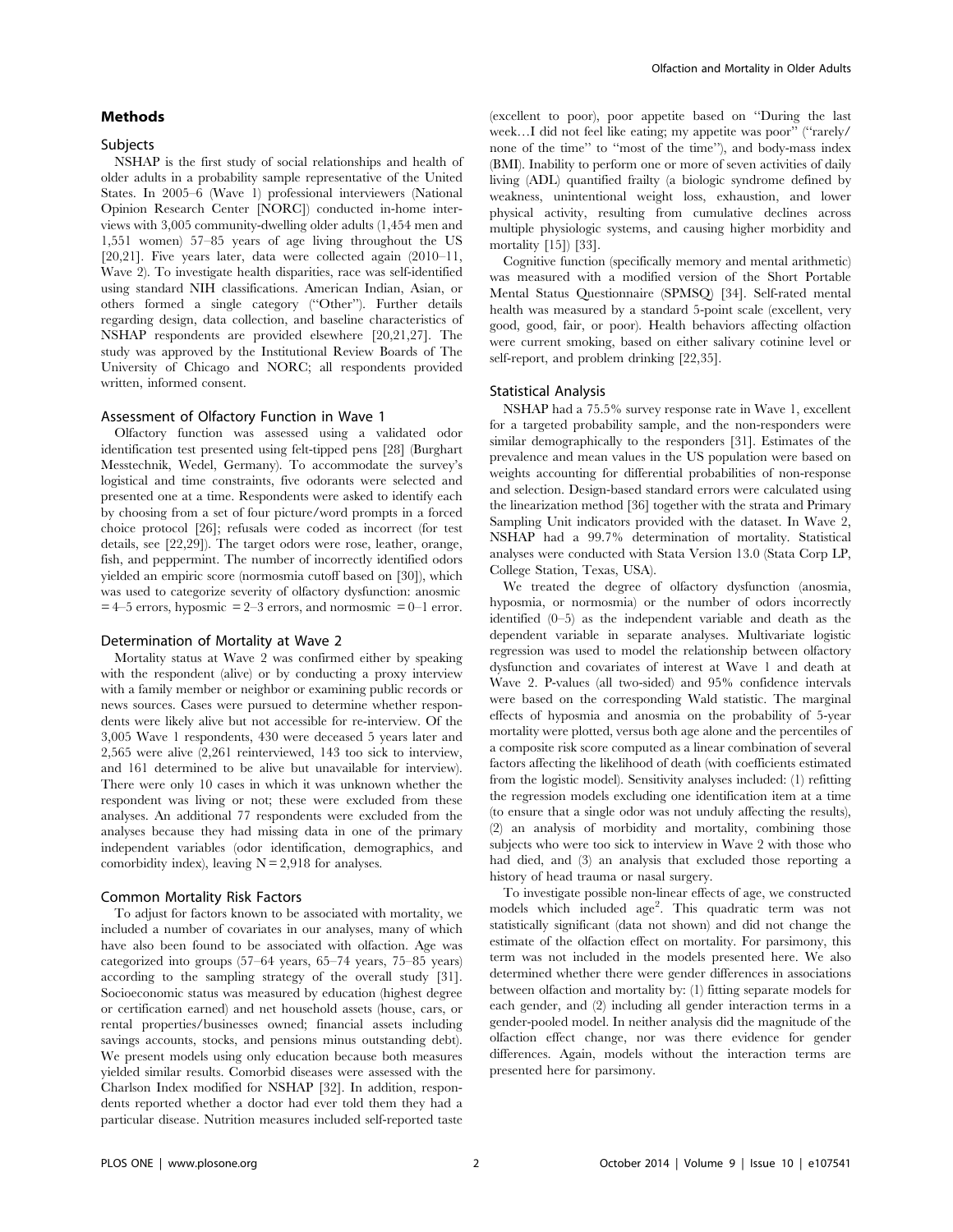## Methods

### Subjects

NSHAP is the first study of social relationships and health of older adults in a probability sample representative of the United States. In 2005–6 (Wave 1) professional interviewers (National Opinion Research Center [NORC]) conducted in-home interviews with 3,005 community-dwelling older adults (1,454 men and 1,551 women) 57–85 years of age living throughout the US [20,21]. Five years later, data were collected again (2010–11, Wave 2). To investigate health disparities, race was self-identified using standard NIH classifications. American Indian, Asian, or others formed a single category ("Other"). Further details regarding design, data collection, and baseline characteristics of NSHAP respondents are provided elsewhere [20,21,27]. The study was approved by the Institutional Review Boards of The University of Chicago and NORC; all respondents provided written, informed consent.

### Assessment of Olfactory Function in Wave 1

Olfactory function was assessed using a validated odor identification test presented using felt-tipped pens [28] (Burghart Messtechnik, Wedel, Germany). To accommodate the survey's logistical and time constraints, five odorants were selected and presented one at a time. Respondents were asked to identify each by choosing from a set of four picture/word prompts in a forced choice protocol [26]; refusals were coded as incorrect (for test details, see [22,29]). The target odors were rose, leather, orange, fish, and peppermint. The number of incorrectly identified odors yielded an empiric score (normosmia cutoff based on [30]), which was used to categorize severity of olfactory dysfunction: anosmic = 4–5 errors, hyposmic = 2–3 errors, and normosmic = 0–1 error.

### Determination of Mortality at Wave 2

Mortality status at Wave 2 was confirmed either by speaking with the respondent (alive) or by conducting a proxy interview with a family member or neighbor or examining public records or news sources. Cases were pursued to determine whether respondents were likely alive but not accessible for re-interview. Of the 3,005 Wave 1 respondents, 430 were deceased 5 years later and 2,565 were alive (2,261 reinterviewed, 143 too sick to interview, and 161 determined to be alive but unavailable for interview). There were only 10 cases in which it was unknown whether the respondent was living or not; these were excluded from these analyses. An additional 77 respondents were excluded from the analyses because they had missing data in one of the primary independent variables (odor identification, demographics, and comorbidity index), leaving N = 2,918 for analyses.

### Common Mortality Risk Factors

To adjust for factors known to be associated with mortality, we included a number of covariates in our analyses, many of which have also been found to be associated with olfaction. Age was categorized into groups (57–64 years, 65–74 years, 75–85 years) according to the sampling strategy of the overall study [31]. Socioeconomic status was measured by education (highest degree or certification earned) and net household assets (house, cars, or rental properties/businesses owned; financial assets including savings accounts, stocks, and pensions minus outstanding debt). We present models using only education because both measures yielded similar results. Comorbid diseases were assessed with the Charlson Index modified for NSHAP [32]. In addition, respondents reported whether a doctor had ever told them they had a particular disease. Nutrition measures included self-reported taste (excellent to poor), poor appetite based on "During the last week…I did not feel like eating; my appetite was poor" ("rarely/none of the time" to "most of the time"), and body-mass index (BMI). Inability to perform one or more of seven activities of daily living (ADL) quantified frailty (a biologic syndrome defined by weakness, unintentional weight loss, exhaustion, and lower physical activity, resulting from cumulative declines across multiple physiologic systems, and causing higher morbidity and mortality [15]) [33].

Cognitive function (specifically memory and mental arithmetic) was measured with a modified version of the Short Portable Mental Status Questionnaire (SPMSQ) [34]. Self-rated mental health was measured by a standard 5-point scale (excellent, very good, good, fair, or poor). Health behaviors affecting olfaction were current smoking, based on either salivary cotinine level or self-report, and problem drinking [22,35].

### Statistical Analysis

NSHAP had a 75.5% survey response rate in Wave 1, excellent for a targeted probability sample, and the non-responders were similar demographically to the responders [31]. Estimates of the prevalence and mean values in the US population were based on weights accounting for differential probabilities of non-response and selection. Design-based standard errors were calculated using the linearization method [36] together with the strata and Primary Sampling Unit indicators provided with the dataset. In Wave 2, NSHAP had a 99.7% determination of mortality. Statistical analyses were conducted with Stata Version 13.0 (Stata Corp LP, College Station, Texas, USA).

We treated the degree of olfactory dysfunction (anosmia, hyposmia, or normosmia) or the number of odors incorrectly identified (0–5) as the independent variable and death as the dependent variable in separate analyses. Multivariate logistic regression was used to model the relationship between olfactory dysfunction and covariates of interest at Wave 1 and death at Wave 2. P-values (all two-sided) and 95% confidence intervals were based on the corresponding Wald statistic. The marginal effects of hyposmia and anosmia on the probability of 5-year mortality were plotted, versus both age alone and the percentiles of a composite risk score computed as a linear combination of several factors affecting the likelihood of death (with coefficients estimated from the logistic model). Sensitivity analyses included: (1) refitting the regression models excluding one identification item at a time (to ensure that a single odor was not unduly affecting the results), (2) an analysis of morbidity and mortality, combining those subjects who were too sick to interview in Wave 2 with those who had died, and (3) an analysis that excluded those reporting a history of head trauma or nasal surgery.

To investigate possible non-linear effects of age, we constructed models which included age$^2$. This quadratic term was not statistically significant (data not shown) and did not change the estimate of the olfaction effect on mortality. For parsimony, this term was not included in the models presented here. We also determined whether there were gender differences in associations between olfaction and mortality by: (1) fitting separate models for each gender, and (2) including all gender interaction terms in a gender-pooled model. In neither analysis did the magnitude of the olfaction effect change, nor was there evidence for gender differences. Again, models without the interaction terms are presented here for parsimony.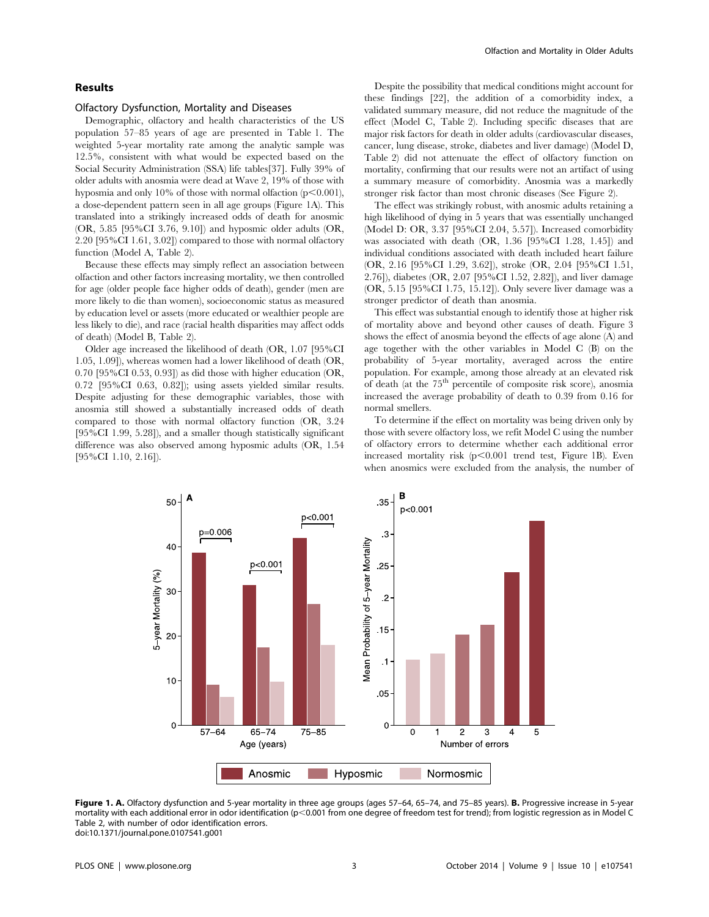## Results

### Olfactory Dysfunction, Mortality and Diseases

Demographic, olfactory and health characteristics of the US population 57–85 years of age are presented in Table 1. The weighted 5-year mortality rate among the analytic sample was 12.5%, consistent with what would be expected based on the Social Security Administration (SSA) life tables[37]. Fully 39% of older adults with anosmia were dead at Wave 2, 19% of those with hyposmia and only 10% of those with normal olfaction ($p<0.001$), a dose-dependent pattern seen in all age groups (Figure 1A). This translated into a strikingly increased odds of death for anosmic (OR, 5.85 [95%CI 3.76, 9.10]) and hyposmic older adults (OR, 2.20 [95%CI 1.61, 3.02]) compared to those with normal olfactory function (Model A, Table 2).

Because these effects may simply reflect an association between olfaction and other factors increasing mortality, we then controlled for age (older people face higher odds of death), gender (men are more likely to die than women), socioeconomic status as measured by education level or assets (more educated or wealthier people are less likely to die), and race (racial health disparities may affect odds of death) (Model B, Table 2).

Older age increased the likelihood of death (OR, 1.07 [95%CI 1.05, 1.09]), whereas women had a lower likelihood of death (OR, 0.70 [95%CI 0.53, 0.93]) as did those with higher education (OR, 0.72 [95%CI 0.63, 0.82]); using assets yielded similar results. Despite adjusting for these demographic variables, those with anosmia still showed a substantially increased odds of death compared to those with normal olfactory function (OR, 3.24 [95%CI 1.99, 5.28]), and a smaller though statistically significant difference was also observed among hyposmic adults (OR, 1.54 [95%CI 1.10, 2.16]).

Despite the possibility that medical conditions might account for these findings [22], the addition of a comorbidity index, a validated summary measure, did not reduce the magnitude of the effect (Model C, Table 2). Including specific diseases that are major risk factors for death in older adults (cardiovascular diseases, cancer, lung disease, stroke, diabetes and liver damage) (Model D, Table 2) did not attenuate the effect of olfactory function on mortality, confirming that our results were not an artifact of using a summary measure of comorbidity. Anosmia was a markedly stronger risk factor than most chronic diseases (See Figure 2).

The effect was strikingly robust, with anosmic adults retaining a high likelihood of dying in 5 years that was essentially unchanged (Model D: OR, 3.37 [95%CI 2.04, 5.57]). Increased comorbidity was associated with death (OR, 1.36 [95%CI 1.28, 1.45]) and individual conditions associated with death included heart failure (OR, 2.16 [95%CI 1.29, 3.62]), stroke (OR, 2.04 [95%CI 1.51, 2.76]), diabetes (OR, 2.07 [95%CI 1.52, 2.82]), and liver damage (OR, 5.15 [95%CI 1.75, 15.12]). Only severe liver damage was a stronger predictor of death than anosmia.

This effect was substantial enough to identify those at higher risk of mortality above and beyond other causes of death. Figure 3 shows the effect of anosmia beyond the effects of age alone (A) and age together with the other variables in Model C (B) on the probability of 5-year mortality, averaged across the entire population. For example, among those already at an elevated risk of death (at the 75th percentile of composite risk score), anosmia increased the average probability of death to 0.39 from 0.16 for normal smellers.

To determine if the effect on mortality was being driven only by those with severe olfactory loss, we refit Model C using the number of olfactory errors to determine whether each additional error increased mortality risk ($p<0.001$ trend test, Figure 1B). Even when anosmics were excluded from the analysis, the number of

**Figure 1. A.** Olfactory dysfunction and 5-year mortality in three age groups (ages 57–64, 65–74, and 75–85 years). **B.** Progressive increase in 5-year mortality with each additional error in odor identification ($p<0.001$ from one degree of freedom test for trend); from logistic regression as in Model C Table 2, with number of odor identification errors.
doi:10.1371/journal.pone.0107541.g001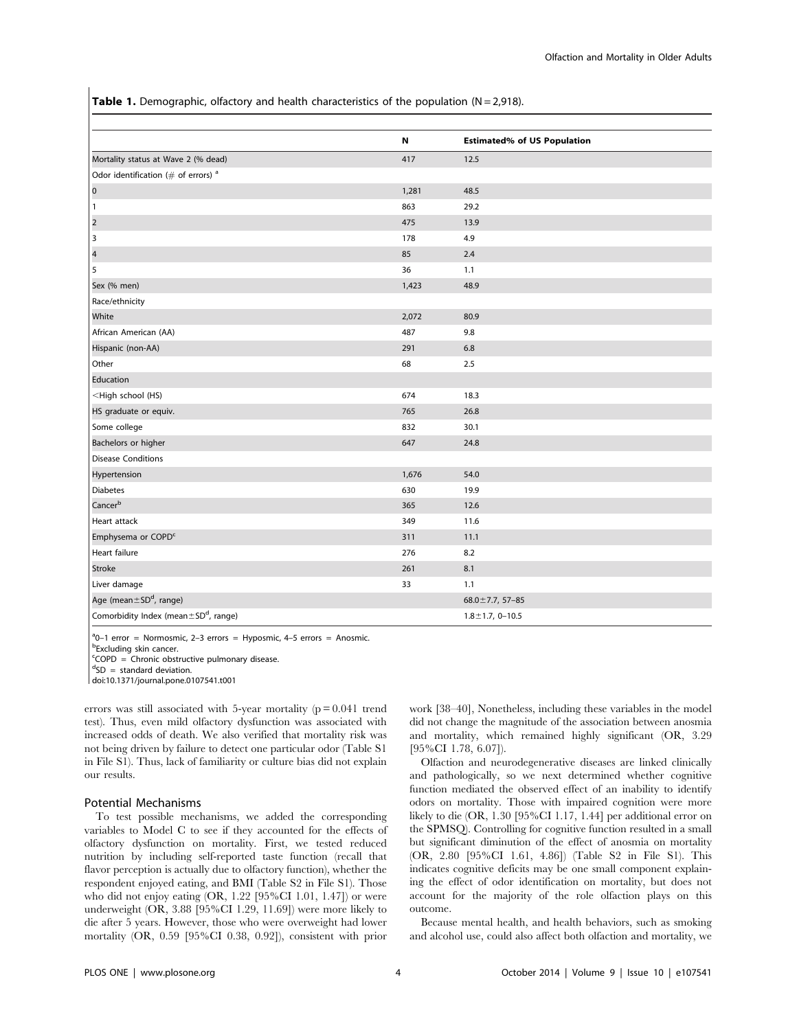**Table 1.** Demographic, olfactory and health characteristics of the population (N = 2,918).

| | N | Estimated% of US Population |
|---|---|---|
| Mortality status at Wave 2 (% dead) | 417 | 12.5 |
| Odor identification (# of errors) [a] | | |
| 0 | 1,281 | 48.5 |
| 1 | 863 | 29.2 |
| 2 | 475 | 13.9 |
| 3 | 178 | 4.9 |
| 4 | 85 | 2.4 |
| 5 | 36 | 1.1 |
| Sex (% men) | 1,423 | 48.9 |
| Race/ethnicity | | |
| White | 2,072 | 80.9 |
| African American (AA) | 487 | 9.8 |
| Hispanic (non-AA) | 291 | 6.8 |
| Other | 68 | 2.5 |
| Education | | |
| <High school (HS) | 674 | 18.3 |
| HS graduate or equiv. | 765 | 26.8 |
| Some college | 832 | 30.1 |
| Bachelors or higher | 647 | 24.8 |
| Disease Conditions | | |
| Hypertension | 1,676 | 54.0 |
| Diabetes | 630 | 19.9 |
| Cancer[b] | 365 | 12.6 |
| Heart attack | 349 | 11.6 |
| Emphysema or COPD[c] | 311 | 11.1 |
| Heart failure | 276 | 8.2 |
| Stroke | 261 | 8.1 |
| Liver damage | 33 | 1.1 |
| Age (mean±SD[d], range) | | 68.0±7.7, 57–85 |
| Comorbidity Index (mean±SD[d], range) | | 1.8±1.7, 0–10.5 |

[a]0–1 error = Normosmic, 2–3 errors = Hyposmic, 4–5 errors = Anosmic.
[b]Excluding skin cancer.
[c]COPD = Chronic obstructive pulmonary disease.
[d]SD = standard deviation.
doi:10.1371/journal.pone.0107541.t001

errors was still associated with 5-year mortality ($p = 0.041$ trend test). Thus, even mild olfactory dysfunction was associated with increased odds of death. We also verified that mortality risk was not being driven by failure to detect one particular odor (Table S1 in File S1). Thus, lack of familiarity or culture bias did not explain our results.

## Potential Mechanisms

To test possible mechanisms, we added the corresponding variables to Model C to see if they accounted for the effects of olfactory dysfunction on mortality. First, we tested reduced nutrition by including self-reported taste function (recall that flavor perception is actually due to olfactory function), whether the respondent enjoyed eating, and BMI (Table S2 in File S1). Those who did not enjoy eating (OR, 1.22 [95%CI 1.01, 1.47]) or were underweight (OR, 3.88 [95%CI 1.29, 11.69]) were more likely to die after 5 years. However, those who were overweight had lower mortality (OR, 0.59 [95%CI 0.38, 0.92]), consistent with prior work [38–40], Nonetheless, including these variables in the model did not change the magnitude of the association between anosmia and mortality, which remained highly significant (OR, 3.29 [95%CI 1.78, 6.07]).

Olfaction and neurodegenerative diseases are linked clinically and pathologically, so we next determined whether cognitive function mediated the observed effect of an inability to identify odors on mortality. Those with impaired cognition were more likely to die (OR, 1.30 [95%CI 1.17, 1.44] per additional error on the SPMSQ). Controlling for cognitive function resulted in a small but significant diminution of the effect of anosmia on mortality (OR, 2.80 [95%CI 1.61, 4.86]) (Table S2 in File S1). This indicates cognitive deficits may be one small component explaining the effect of odor identification on mortality, but does not account for the majority of the role olfaction plays on this outcome.

Because mental health, and health behaviors, such as smoking and alcohol use, could also affect both olfaction and mortality, we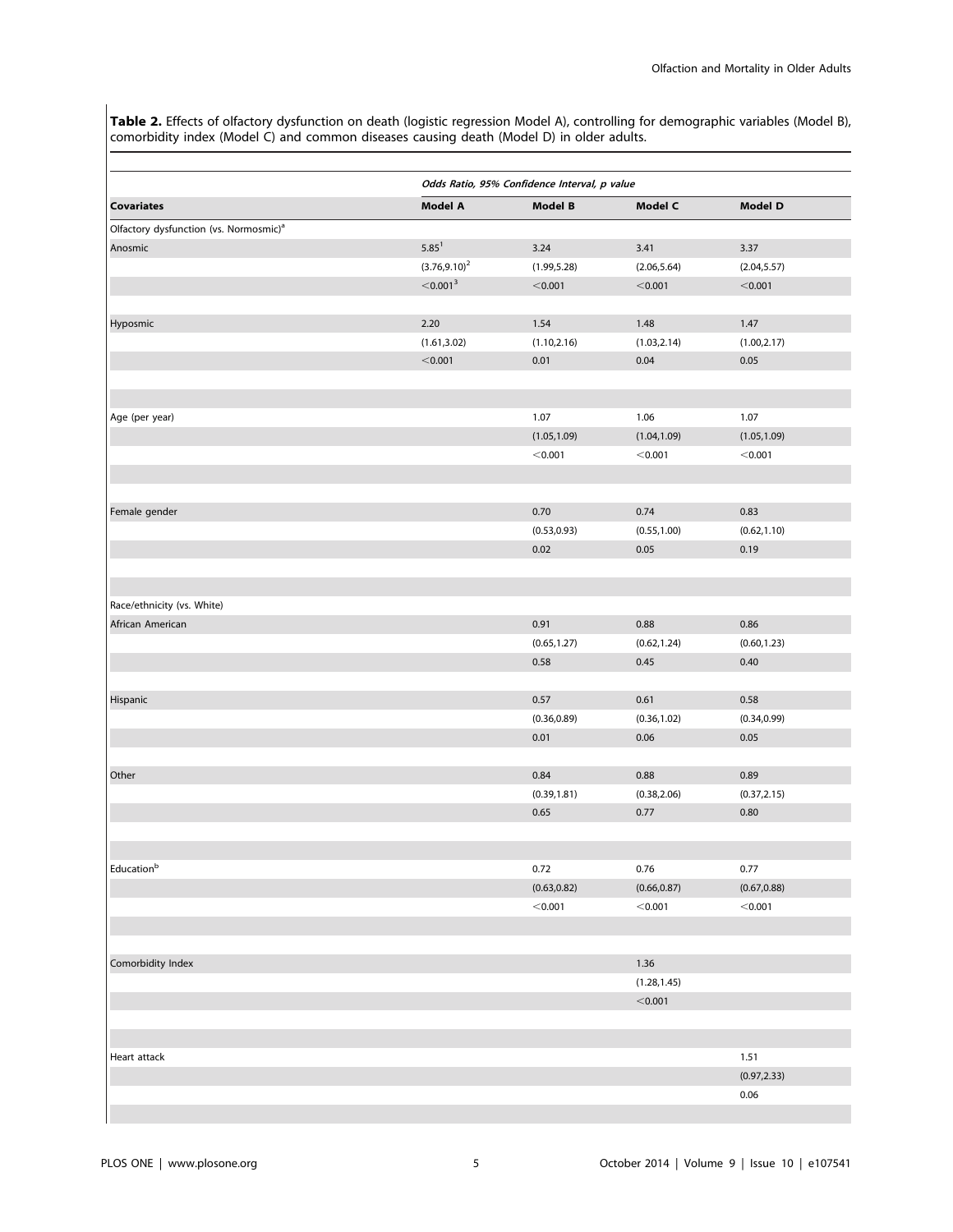**Table 2.** Effects of olfactory dysfunction on death (logistic regression Model A), controlling for demographic variables (Model B), comorbidity index (Model C) and common diseases causing death (Model D) in older adults.

| | Odds Ratio, 95% Confidence Interval, p value | | | |
|---|---|---|---|---|
| **Covariates** | **Model A** | **Model B** | **Model C** | **Model D** |
| Olfactory dysfunction (vs. Normosmic)[a] | | | | |
| Anosmic | 5.85[1] | 3.24 | 3.41 | 3.37 |
| | (3.76,9.10)[2] | (1.99,5.28) | (2.06,5.64) | (2.04,5.57) |
| | <0.001[3] | <0.001 | <0.001 | <0.001 |
| Hyposmic | 2.20 | 1.54 | 1.48 | 1.47 |
| | (1.61,3.02) | (1.10,2.16) | (1.03,2.14) | (1.00,2.17) |
| | <0.001 | 0.01 | 0.04 | 0.05 |
| Age (per year) | | 1.07 | 1.06 | 1.07 |
| | | (1.05,1.09) | (1.04,1.09) | (1.05,1.09) |
| | | <0.001 | <0.001 | <0.001 |
| Female gender | | 0.70 | 0.74 | 0.83 |
| | | (0.53,0.93) | (0.55,1.00) | (0.62,1.10) |
| | | 0.02 | 0.05 | 0.19 |
| Race/ethnicity (vs. White) | | | | |
| African American | | 0.91 | 0.88 | 0.86 |
| | | (0.65,1.27) | (0.62,1.24) | (0.60,1.23) |
| | | 0.58 | 0.45 | 0.40 |
| Hispanic | | 0.57 | 0.61 | 0.58 |
| | | (0.36,0.89) | (0.36,1.02) | (0.34,0.99) |
| | | 0.01 | 0.06 | 0.05 |
| Other | | 0.84 | 0.88 | 0.89 |
| | | (0.39,1.81) | (0.38,2.06) | (0.37,2.15) |
| | | 0.65 | 0.77 | 0.80 |
| Education[b] | | 0.72 | 0.76 | 0.77 |
| | | (0.63,0.82) | (0.66,0.87) | (0.67,0.88) |
| | | <0.001 | <0.001 | <0.001 |
| Comorbidity Index | | | 1.36 | |
| | | | (1.28,1.45) | |
| | | | <0.001 | |
| Heart attack | | | | 1.51 |
| | | | | (0.97,2.33) |
| | | | | 0.06 |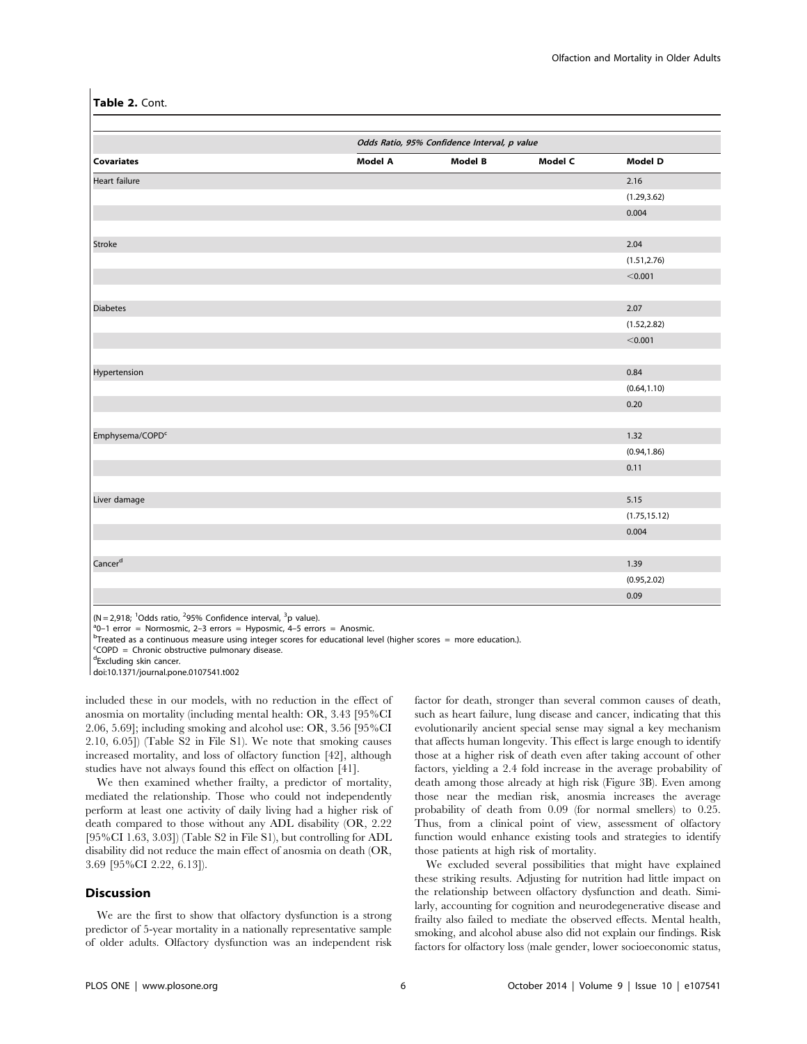**Table 2.** Cont.

| | Odds Ratio, 95% Confidence Interval, p value | | | |
|---|---|---|---|---|
| **Covariates** | **Model A** | **Model B** | **Model C** | **Model D** |
| Heart failure | | | | 2.16 |
| | | | | (1.29,3.62) |
| | | | | 0.004 |
| Stroke | | | | 2.04 |
| | | | | (1.51,2.76) |
| | | | | <0.001 |
| Diabetes | | | | 2.07 |
| | | | | (1.52,2.82) |
| | | | | <0.001 |
| Hypertension | | | | 0.84 |
| | | | | (0.64,1.10) |
| | | | | 0.20 |
| Emphysema/COPD[c] | | | | 1.32 |
| | | | | (0.94,1.86) |
| | | | | 0.11 |
| Liver damage | | | | 5.15 |
| | | | | (1.75,15.12) |
| | | | | 0.004 |
| Cancer[d] | | | | 1.39 |
| | | | | (0.95,2.02) |
| | | | | 0.09 |

(N = 2,918; [1]Odds ratio, [2]95% Confidence interval, [3]p value).
[a]0–1 error = Normosmic, 2–3 errors = Hyposmic, 4–5 errors = Anosmic.
[b]Treated as a continuous measure using integer scores for educational level (higher scores = more education.).
[c]COPD = Chronic obstructive pulmonary disease.
[d]Excluding skin cancer.
doi:10.1371/journal.pone.0107541.t002

included these in our models, with no reduction in the effect of anosmia on mortality (including mental health: OR, 3.43 [95%CI 2.06, 5.69]; including smoking and alcohol use: OR, 3.56 [95%CI 2.10, 6.05]) (Table S2 in File S1). We note that smoking causes increased mortality, and loss of olfactory function [42], although studies have not always found this effect on olfaction [41].

We then examined whether frailty, a predictor of mortality, mediated the relationship. Those who could not independently perform at least one activity of daily living had a higher risk of death compared to those without any ADL disability (OR, 2.22 [95%CI 1.63, 3.03]) (Table S2 in File S1), but controlling for ADL disability did not reduce the main effect of anosmia on death (OR, 3.69 [95%CI 2.22, 6.13]).

## Discussion

We are the first to show that olfactory dysfunction is a strong predictor of 5-year mortality in a nationally representative sample of older adults. Olfactory dysfunction was an independent risk factor for death, stronger than several common causes of death, such as heart failure, lung disease and cancer, indicating that this evolutionarily ancient special sense may signal a key mechanism that affects human longevity. This effect is large enough to identify those at a higher risk of death even after taking account of other factors, yielding a 2.4 fold increase in the average probability of death among those already at high risk (Figure 3B). Even among those near the median risk, anosmia increases the average probability of death from 0.09 (for normal smellers) to 0.25. Thus, from a clinical point of view, assessment of olfactory function would enhance existing tools and strategies to identify those patients at high risk of mortality.

We excluded several possibilities that might have explained these striking results. Adjusting for nutrition had little impact on the relationship between olfactory dysfunction and death. Similarly, accounting for cognition and neurodegenerative disease and frailty also failed to mediate the observed effects. Mental health, smoking, and alcohol abuse also did not explain our findings. Risk factors for olfactory loss (male gender, lower socioeconomic status,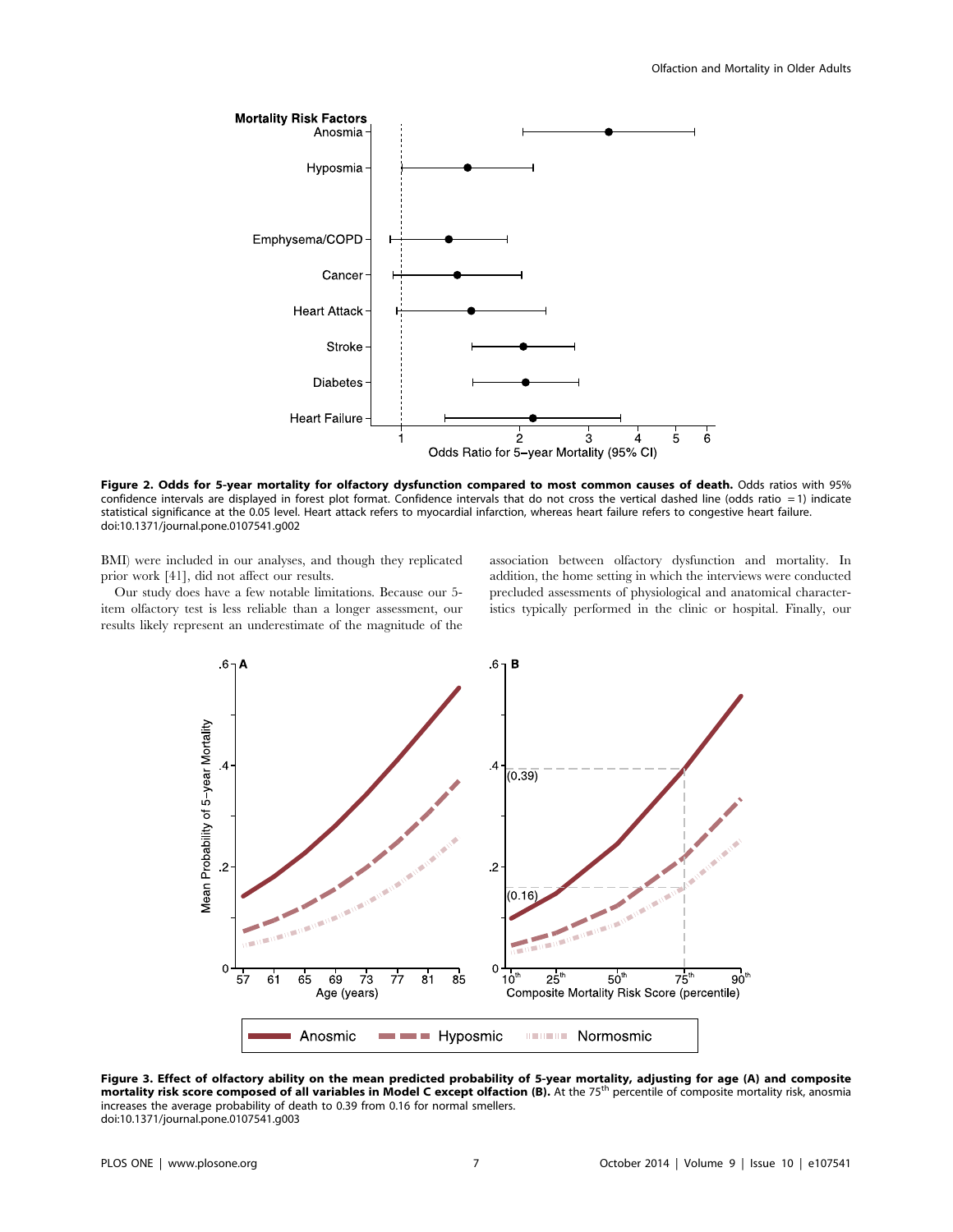**Figure 2. Odds for 5-year mortality for olfactory dysfunction compared to most common causes of death.** Odds ratios with 95% confidence intervals are displayed in forest plot format. Confidence intervals that do not cross the vertical dashed line (odds ratio = 1) indicate statistical significance at the 0.05 level. Heart attack refers to myocardial infarction, whereas heart failure refers to congestive heart failure.
doi:10.1371/journal.pone.0107541.g002

BMI) were included in our analyses, and though they replicated prior work [41], did not affect our results.

Our study does have a few notable limitations. Because our 5-item olfactory test is less reliable than a longer assessment, our results likely represent an underestimate of the magnitude of the association between olfactory dysfunction and mortality. In addition, the home setting in which the interviews were conducted precluded assessments of physiological and anatomical characteristics typically performed in the clinic or hospital. Finally, our

**Figure 3. Effect of olfactory ability on the mean predicted probability of 5-year mortality, adjusting for age (A) and composite mortality risk score composed of all variables in Model C except olfaction (B).** At the 75th percentile of composite mortality risk, anosmia increases the average probability of death to 0.39 from 0.16 for normal smellers.
doi:10.1371/journal.pone.0107541.g003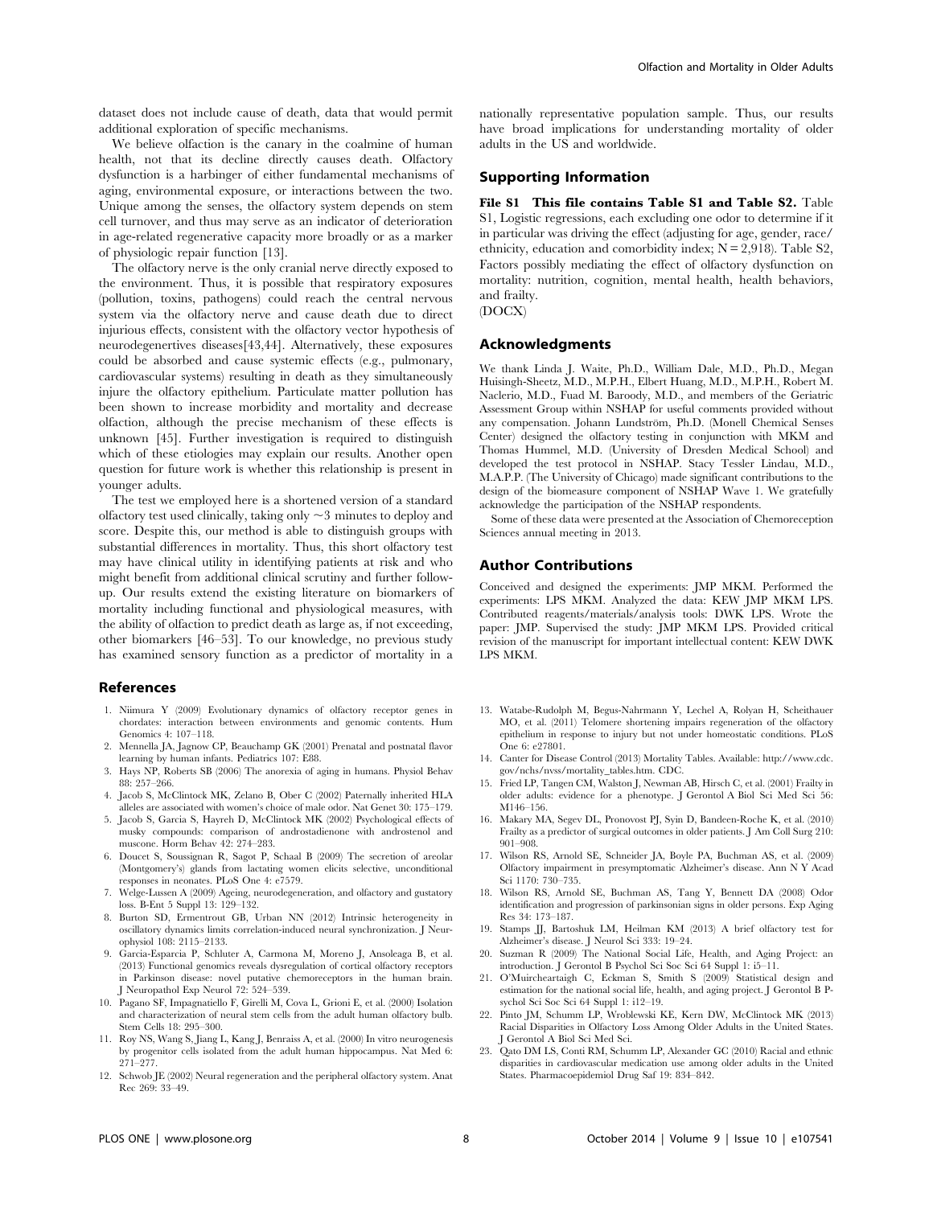dataset does not include cause of death, data that would permit additional exploration of specific mechanisms.

We believe olfaction is the canary in the coalmine of human health, not that its decline directly causes death. Olfactory dysfunction is a harbinger of either fundamental mechanisms of aging, environmental exposure, or interactions between the two. Unique among the senses, the olfactory system depends on stem cell turnover, and thus may serve as an indicator of deterioration in age-related regenerative capacity more broadly or as a marker of physiologic repair function [13].

The olfactory nerve is the only cranial nerve directly exposed to the environment. Thus, it is possible that respiratory exposures (pollution, toxins, pathogens) could reach the central nervous system via the olfactory nerve and cause death due to direct injurious effects, consistent with the olfactory vector hypothesis of neurodegenertives diseases[43,44]. Alternatively, these exposures could be absorbed and cause systemic effects (e.g., pulmonary, cardiovascular systems) resulting in death as they simultaneously injure the olfactory epithelium. Particulate matter pollution has been shown to increase morbidity and mortality and decrease olfaction, although the precise mechanism of these effects is unknown [45]. Further investigation is required to distinguish which of these etiologies may explain our results. Another open question for future work is whether this relationship is present in younger adults.

The test we employed here is a shortened version of a standard olfactory test used clinically, taking only ~3 minutes to deploy and score. Despite this, our method is able to distinguish groups with substantial differences in mortality. Thus, this short olfactory test may have clinical utility in identifying patients at risk and who might benefit from additional clinical scrutiny and further follow-up. Our results extend the existing literature on biomarkers of mortality including functional and physiological measures, with the ability of olfaction to predict death as large as, if not exceeding, other biomarkers [46–53]. To our knowledge, no previous study has examined sensory function as a predictor of mortality in a nationally representative population sample. Thus, our results have broad implications for understanding mortality of older adults in the US and worldwide.

## Supporting Information

**File S1 This file contains Table S1 and Table S2.** Table S1, Logistic regressions, each excluding one odor to determine if it in particular was driving the effect (adjusting for age, gender, race/ethnicity, education and comorbidity index; N = 2,918). Table S2, Factors possibly mediating the effect of olfactory dysfunction on mortality: nutrition, cognition, mental health, health behaviors, and frailty.
(DOCX)

## Acknowledgments

We thank Linda J. Waite, Ph.D., William Dale, M.D., Ph.D., Megan Huisingh-Sheetz, M.D., M.P.H., Elbert Huang, M.D., M.P.H., Robert M. Naclerio, M.D., Fuad M. Baroody, M.D., and members of the Geriatric Assessment Group within NSHAP for useful comments provided without any compensation. Johann Lundström, Ph.D. (Monell Chemical Senses Center) designed the olfactory testing in conjunction with MKM and Thomas Hummel, M.D. (University of Dresden Medical School) and developed the test protocol in NSHAP. Stacy Tessler Lindau, M.D., M.A.P.P. (The University of Chicago) made significant contributions to the design of the biomeasure component of NSHAP Wave 1. We gratefully acknowledge the participation of the NSHAP respondents.

Some of these data were presented at the Association of Chemoreception Sciences annual meeting in 2013.

## Author Contributions

Conceived and designed the experiments: JMP MKM. Performed the experiments: LPS MKM. Analyzed the data: KEW JMP MKM LPS. Contributed reagents/materials/analysis tools: DWK LPS. Wrote the paper: JMP. Supervised the study: JMP MKM LPS. Provided critical revision of the manuscript for important intellectual content: KEW DWK LPS MKM.

## References

1. Niimura Y (2009) Evolutionary dynamics of olfactory receptor genes in chordates: interaction between environments and genomic contents. Hum Genomics 4: 107–118.
2. Mennella JA, Jagnow CP, Beauchamp GK (2001) Prenatal and postnatal flavor learning by human infants. Pediatrics 107: E88.
3. Hays NP, Roberts SB (2006) The anorexia of aging in humans. Physiol Behav 88: 257–266.
4. Jacob S, McClintock MK, Zelano B, Ober C (2002) Paternally inherited HLA alleles are associated with women's choice of male odor. Nat Genet 30: 175–179.
5. Jacob S, Garcia S, Hayreh D, McClintock MK (2002) Psychological effects of musky compounds: comparison of androstadienone with androstenol and muscone. Horm Behav 42: 274–283.
6. Doucet S, Soussignan R, Sagot P, Schaal B (2009) The secretion of areolar (Montgomery's) glands from lactating women elicits selective, unconditional responses in neonates. PLoS One 4: e7579.
7. Welge-Lussen A (2009) Ageing, neurodegeneration, and olfactory and gustatory loss. B-Ent 5 Suppl 13: 129–132.
8. Burton SD, Ermentrout GB, Urban NN (2012) Intrinsic heterogeneity in oscillatory dynamics limits correlation-induced neural synchronization. J Neurophysiol 108: 2115–2133.
9. Garcia-Esparcia P, Schluter A, Carmona M, Moreno J, Ansoleaga B, et al. (2013) Functional genomics reveals dysregulation of cortical olfactory receptors in Parkinson disease: novel putative chemoreceptors in the human brain. J Neuropathol Exp Neurol 72: 524–539.
10. Pagano SF, Impagnatiello F, Girelli M, Cova L, Grioni E, et al. (2000) Isolation and characterization of neural stem cells from the adult human olfactory bulb. Stem Cells 18: 295–300.
11. Roy NS, Wang S, Jiang L, Kang J, Benraiss A, et al. (2000) In vitro neurogenesis by progenitor cells isolated from the adult human hippocampus. Nat Med 6: 271–277.
12. Schwob JE (2002) Neural regeneration and the peripheral olfactory system. Anat Rec 269: 33–49.
13. Watabe-Rudolph M, Begus-Nahrmann Y, Lechel A, Rolyan H, Scheithauer MO, et al. (2011) Telomere shortening impairs regeneration of the olfactory epithelium in response to injury but not under homeostatic conditions. PLoS One 6: e27801.
14. Canter for Disease Control (2013) Mortality Tables. Available: http://www.cdc.gov/nchs/nvss/mortality_tables.htm. CDC.
15. Fried LP, Tangen CM, Walston J, Newman AB, Hirsch C, et al. (2001) Frailty in older adults: evidence for a phenotype. J Gerontol A Biol Sci Med Sci 56: M146–156.
16. Makary MA, Segev DL, Pronovost PJ, Syin D, Bandeen-Roche K, et al. (2010) Frailty as a predictor of surgical outcomes in older patients. J Am Coll Surg 210: 901–908.
17. Wilson RS, Arnold SE, Schneider JA, Boyle PA, Buchman AS, et al. (2009) Olfactory impairment in presymptomatic Alzheimer's disease. Ann N Y Acad Sci 1170: 730–735.
18. Wilson RS, Arnold SE, Buchman AS, Tang Y, Bennett DA (2008) Odor identification and progression of parkinsonian signs in older persons. Exp Aging Res 34: 173–187.
19. Stamps JJ, Bartoshuk LM, Heilman KM (2013) A brief olfactory test for Alzheimer's disease. J Neurol Sci 333: 19–24.
20. Suzman R (2009) The National Social Life, Health, and Aging Project: an introduction. J Gerontol B Psychol Sci Soc Sci 64 Suppl 1: i5–11.
21. O'Muircheartaigh C, Eckman S, Smith S (2009) Statistical design and estimation for the national social life, health, and aging project. J Gerontol B Psychol Sci Soc Sci 64 Suppl 1: i12–19.
22. Pinto JM, Schumm LP, Wroblewski KE, Kern DW, McClintock MK (2013) Racial Disparities in Olfactory Loss Among Older Adults in the United States. J Gerontol A Biol Sci Med Sci.
23. Qato DM LS, Conti RM, Schumm LP, Alexander GC (2010) Racial and ethnic disparities in cardiovascular medication use among older adults in the United States. Pharmacoepidemiol Drug Saf 19: 834–842.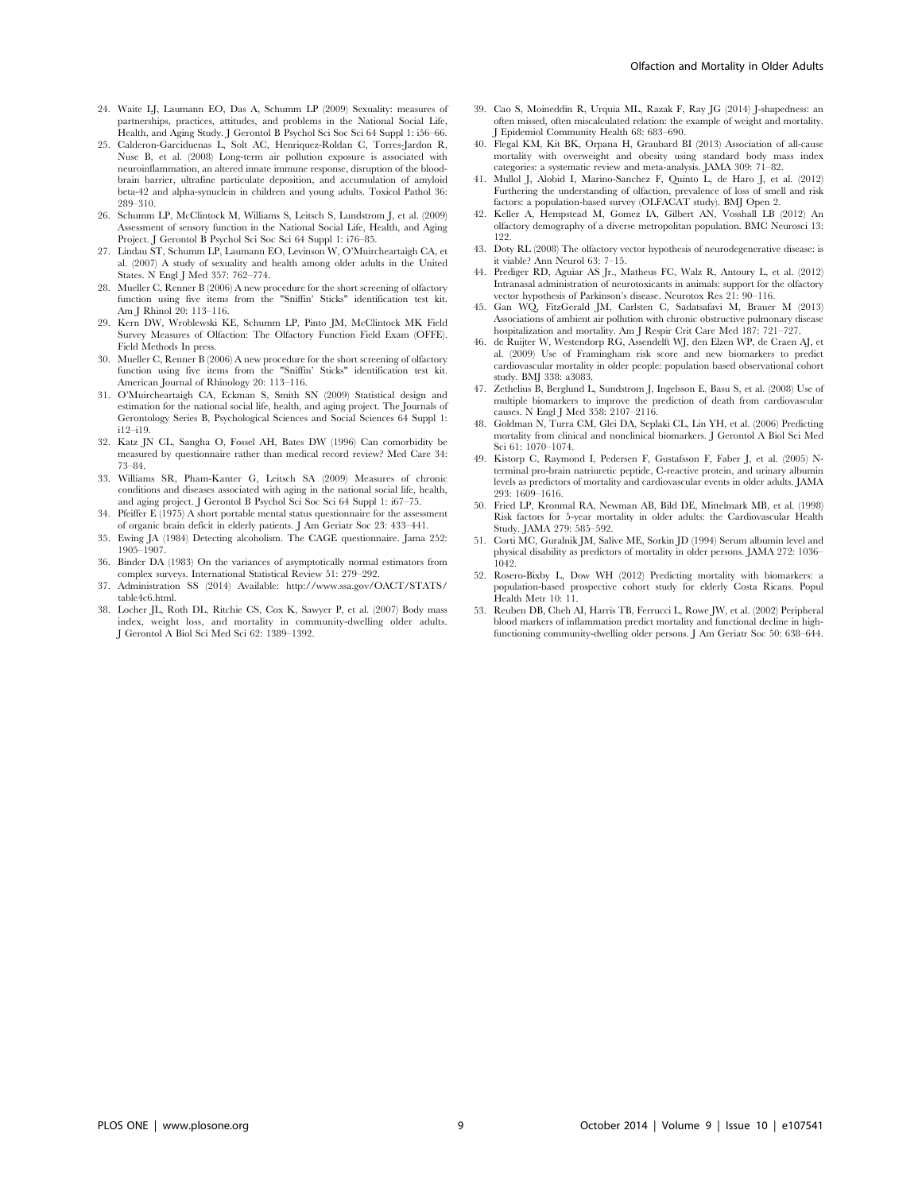24. Waite LJ, Laumann EO, Das A, Schumm LP (2009) Sexuality: measures of partnerships, practices, attitudes, and problems in the National Social Life, Health, and Aging Study. J Gerontol B Psychol Sci Soc Sci 64 Suppl 1: i56–66.
25. Calderon-Garciduenas L, Solt AC, Henriquez-Roldan C, Torres-Jardon R, Nuse B, et al. (2008) Long-term air pollution exposure is associated with neuroinflammation, an altered innate immune response, disruption of the blood-brain barrier, ultrafine particulate deposition, and accumulation of amyloid beta-42 and alpha-synuclein in children and young adults. Toxicol Pathol 36: 289–310.
26. Schumm LP, McClintock M, Williams S, Leitsch S, Lundstrom J, et al. (2009) Assessment of sensory function in the National Social Life, Health, and Aging Project. J Gerontol B Psychol Sci Soc Sci 64 Suppl 1: i76–85.
27. Lindau ST, Schumm LP, Laumann EO, Levinson W, O'Muircheartaigh CA, et al. (2007) A study of sexuality and health among older adults in the United States. N Engl J Med 357: 762–774.
28. Mueller C, Renner B (2006) A new procedure for the short screening of olfactory function using five items from the "Sniffin' Sticks" identification test kit. Am J Rhinol 20: 113–116.
29. Kern DW, Wroblewski KE, Schumm LP, Pinto JM, McClintock MK Field Survey Measures of Olfaction: The Olfactory Function Field Exam (OFFE). Field Methods In press.
30. Mueller C, Renner B (2006) A new procedure for the short screening of olfactory function using five items from the "Sniffin' Sticks" identification test kit. American Journal of Rhinology 20: 113–116.
31. O'Muircheartaigh CA, Eckman S, Smith SN (2009) Statistical design and estimation for the national social life, health, and aging project. The Journals of Gerontology Series B, Psychological Sciences and Social Sciences 64 Suppl 1: i12–i19.
32. Katz JN CL, Sangha O, Fossel AH, Bates DW (1996) Can comorbidity be measured by questionnaire rather than medical record review? Med Care 34: 73–84.
33. Williams SR, Pham-Kanter G, Leitsch SA (2009) Measures of chronic conditions and diseases associated with aging in the national social life, health, and aging project. J Gerontol B Psychol Sci Soc Sci 64 Suppl 1: i67–75.
34. Pfeiffer E (1975) A short portable mental status questionnaire for the assessment of organic brain deficit in elderly patients. J Am Geriatr Soc 23: 433–441.
35. Ewing JA (1984) Detecting alcoholism. The CAGE questionnaire. Jama 252: 1905–1907.
36. Binder DA (1983) On the variances of asymptotically normal estimators from complex surveys. International Statistical Review 51: 279–292.
37. Administration SS (2014) Available: http://www.ssa.gov/OACT/STATS/table4c6.html.
38. Locher JL, Roth DL, Ritchie CS, Cox K, Sawyer P, et al. (2007) Body mass index, weight loss, and mortality in community-dwelling older adults. J Gerontol A Biol Sci Med Sci 62: 1389–1392.
39. Cao S, Moineddin R, Urquia ML, Razak F, Ray JG (2014) J-shapedness: an often missed, often miscalculated relation: the example of weight and mortality. J Epidemiol Community Health 68: 683–690.
40. Flegal KM, Kit BK, Orpana H, Graubard BI (2013) Association of all-cause mortality with overweight and obesity using standard body mass index categories: a systematic review and meta-analysis. JAMA 309: 71–82.
41. Mullol J, Alobid I, Marino-Sanchez F, Quinto L, de Haro J, et al. (2012) Furthering the understanding of olfaction, prevalence of loss of smell and risk factors: a population-based survey (OLFACAT study). BMJ Open 2.
42. Keller A, Hempstead M, Gomez IA, Gilbert AN, Vosshall LB (2012) An olfactory demography of a diverse metropolitan population. BMC Neurosci 13: 122.
43. Doty RL (2008) The olfactory vector hypothesis of neurodegenerative disease: is it viable? Ann Neurol 63: 7–15.
44. Prediger RD, Aguiar AS Jr., Matheus FC, Walz R, Antoury L, et al. (2012) Intranasal administration of neurotoxicants in animals: support for the olfactory vector hypothesis of Parkinson's disease. Neurotox Res 21: 90–116.
45. Gan WQ, FitzGerald JM, Carlsten C, Sadatsafavi M, Brauer M (2013) Associations of ambient air pollution with chronic obstructive pulmonary disease hospitalization and mortality. Am J Respir Crit Care Med 187: 721–727.
46. de Ruijter W, Westendorp RG, Assendelft WJ, den Elzen WP, de Craen AJ, et al. (2009) Use of Framingham risk score and new biomarkers to predict cardiovascular mortality in older people: population based observational cohort study. BMJ 338: a3083.
47. Zethelius B, Berglund L, Sundstrom J, Ingelsson E, Basu S, et al. (2008) Use of multiple biomarkers to improve the prediction of death from cardiovascular causes. N Engl J Med 358: 2107–2116.
48. Goldman N, Turra CM, Glei DA, Seplaki CL, Lin YH, et al. (2006) Predicting mortality from clinical and nonclinical biomarkers. J Gerontol A Biol Sci Med Sci 61: 1070–1074.
49. Kistorp C, Raymond I, Pedersen F, Gustafsson F, Faber J, et al. (2005) N-terminal pro-brain natriuretic peptide, C-reactive protein, and urinary albumin levels as predictors of mortality and cardiovascular events in older adults. JAMA 293: 1609–1616.
50. Fried LP, Kronmal RA, Newman AB, Bild DE, Mittelmark MB, et al. (1998) Risk factors for 5-year mortality in older adults: the Cardiovascular Health Study. JAMA 279: 585–592.
51. Corti MC, Guralnik JM, Salive ME, Sorkin JD (1994) Serum albumin level and physical disability as predictors of mortality in older persons. JAMA 272: 1036–1042.
52. Rosero-Bixby L, Dow WH (2012) Predicting mortality with biomarkers: a population-based prospective cohort study for elderly Costa Ricans. Popul Health Metr 10: 11.
53. Reuben DB, Cheh AI, Harris TB, Ferrucci L, Rowe JW, et al. (2002) Peripheral blood markers of inflammation predict mortality and functional decline in high-functioning community-dwelling older persons. J Am Geriatr Soc 50: 638–644.